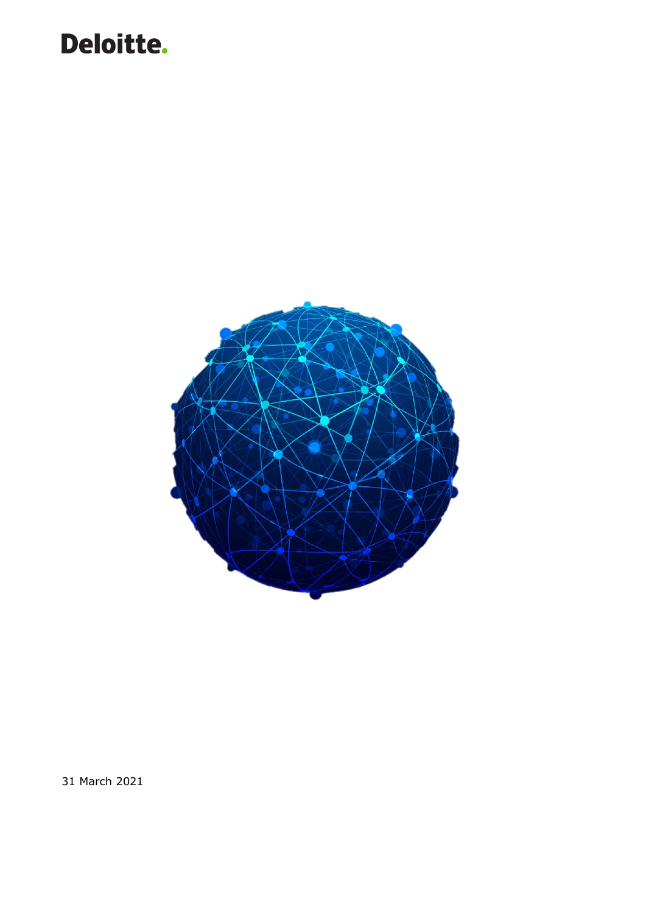Deloitte.

31 March 2021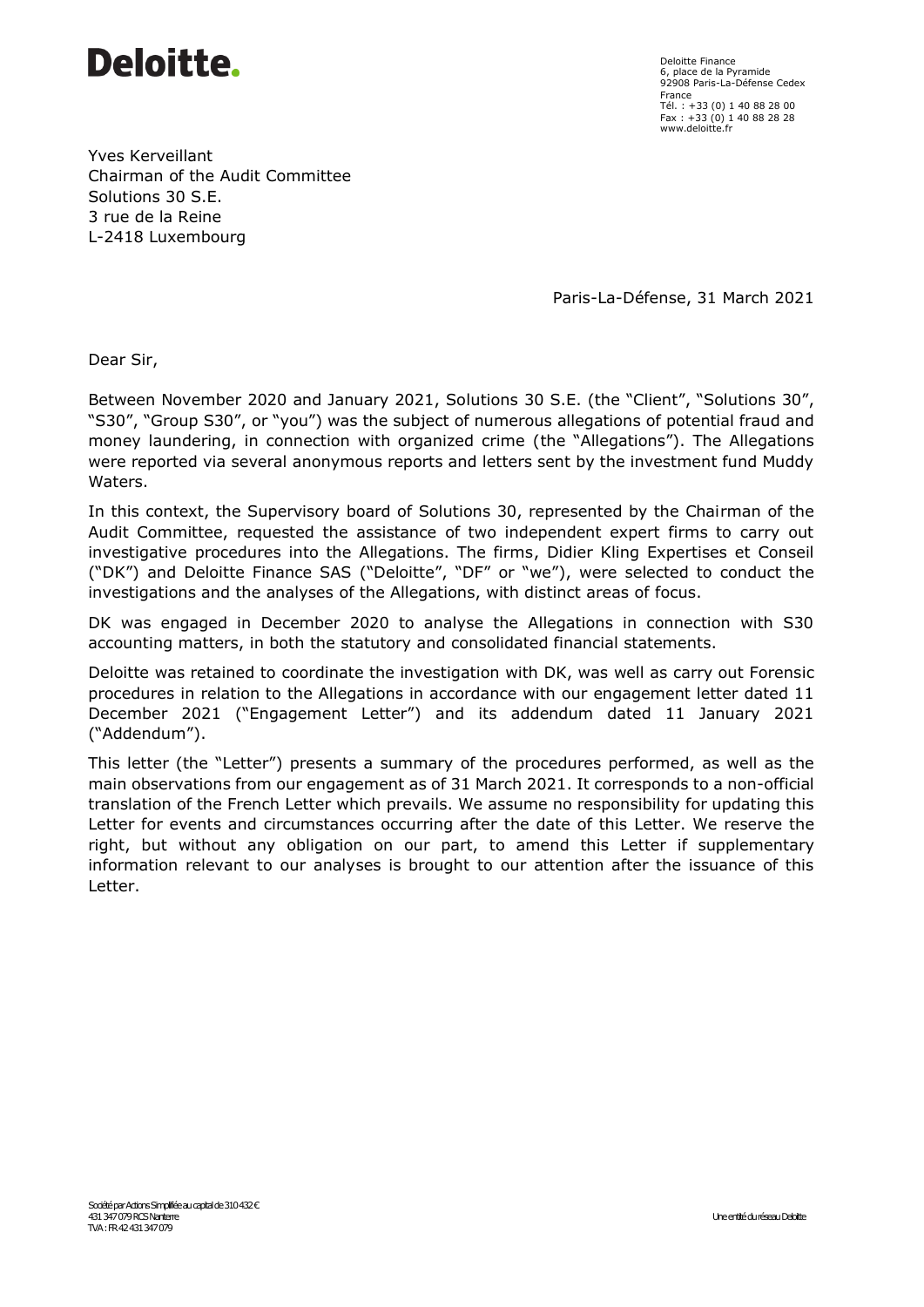**Deloitte.**

Deloitte Finance
6, place de la Pyramide
92908 Paris-La-Défense Cedex
France
Tél. : +33 (0) 1 40 88 28 00
Fax : +33 (0) 1 40 88 28 28
www.deloitte.fr

Yves Kerveillant
Chairman of the Audit Committee
Solutions 30 S.E.
3 rue de la Reine
L-2418 Luxembourg

Paris-La-Défense, 31 March 2021

Dear Sir,

Between November 2020 and January 2021, Solutions 30 S.E. (the "Client", "Solutions 30", "S30", "Group S30", or "you") was the subject of numerous allegations of potential fraud and money laundering, in connection with organized crime (the "Allegations"). The Allegations were reported via several anonymous reports and letters sent by the investment fund Muddy Waters.

In this context, the Supervisory board of Solutions 30, represented by the Chairman of the Audit Committee, requested the assistance of two independent expert firms to carry out investigative procedures into the Allegations. The firms, Didier Kling Expertises et Conseil ("DK") and Deloitte Finance SAS ("Deloitte", "DF" or "we"), were selected to conduct the investigations and the analyses of the Allegations, with distinct areas of focus.

DK was engaged in December 2020 to analyse the Allegations in connection with S30 accounting matters, in both the statutory and consolidated financial statements.

Deloitte was retained to coordinate the investigation with DK, was well as carry out Forensic procedures in relation to the Allegations in accordance with our engagement letter dated 11 December 2021 ("Engagement Letter") and its addendum dated 11 January 2021 ("Addendum").

This letter (the "Letter") presents a summary of the procedures performed, as well as the main observations from our engagement as of 31 March 2021. It corresponds to a non-official translation of the French Letter which prevails. We assume no responsibility for updating this Letter for events and circumstances occurring after the date of this Letter. We reserve the right, but without any obligation on our part, to amend this Letter if supplementary information relevant to our analyses is brought to our attention after the issuance of this Letter.

Société par Actions Simplifiée au capital de 310 432 €
431 347 079 RCS Nanterre
TVA : FR 42 431 347 079

Une entité du réseau Deloitte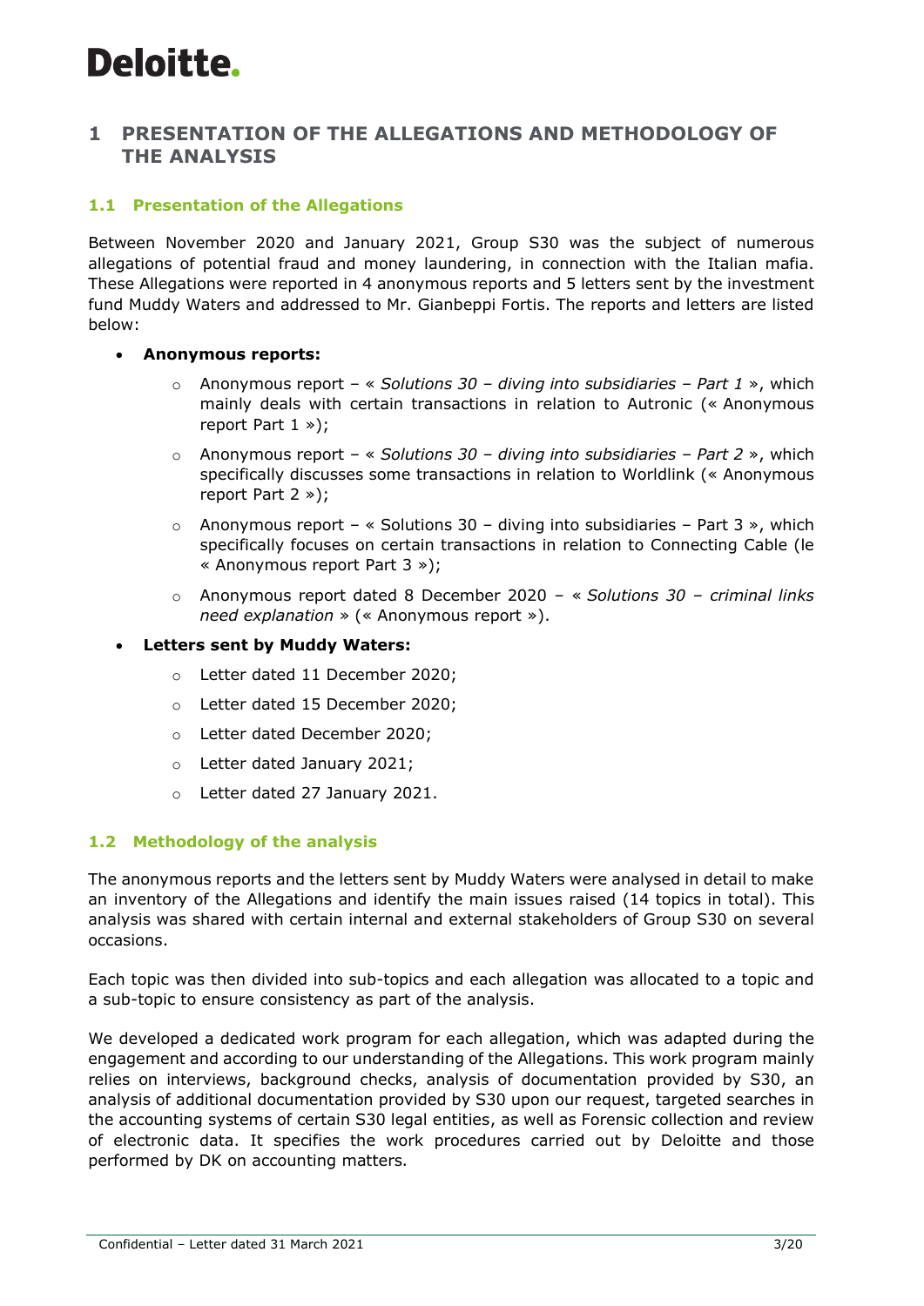# 1 PRESENTATION OF THE ALLEGATIONS AND METHODOLOGY OF THE ANALYSIS

## 1.1 Presentation of the Allegations

Between November 2020 and January 2021, Group S30 was the subject of numerous allegations of potential fraud and money laundering, in connection with the Italian mafia. These Allegations were reported in 4 anonymous reports and 5 letters sent by the investment fund Muddy Waters and addressed to Mr. Gianbeppi Fortis. The reports and letters are listed below:

- **Anonymous reports:**
    - Anonymous report – « *Solutions 30 – diving into subsidiaries – Part 1* », which mainly deals with certain transactions in relation to Autronic (« Anonymous report Part 1 »);
    - Anonymous report – « *Solutions 30 – diving into subsidiaries – Part 2* », which specifically discusses some transactions in relation to Worldlink (« Anonymous report Part 2 »);
    - Anonymous report – « Solutions 30 – diving into subsidiaries – Part 3 », which specifically focuses on certain transactions in relation to Connecting Cable (le « Anonymous report Part 3 »);
    - Anonymous report dated 8 December 2020 – « *Solutions 30 – criminal links need explanation* » (« Anonymous report »).
- **Letters sent by Muddy Waters:**
    - Letter dated 11 December 2020;
    - Letter dated 15 December 2020;
    - Letter dated December 2020;
    - Letter dated January 2021;
    - Letter dated 27 January 2021.

## 1.2 Methodology of the analysis

The anonymous reports and the letters sent by Muddy Waters were analysed in detail to make an inventory of the Allegations and identify the main issues raised (14 topics in total). This analysis was shared with certain internal and external stakeholders of Group S30 on several occasions.

Each topic was then divided into sub-topics and each allegation was allocated to a topic and a sub-topic to ensure consistency as part of the analysis.

We developed a dedicated work program for each allegation, which was adapted during the engagement and according to our understanding of the Allegations. This work program mainly relies on interviews, background checks, analysis of documentation provided by S30, an analysis of additional documentation provided by S30 upon our request, targeted searches in the accounting systems of certain S30 legal entities, as well as Forensic collection and review of electronic data. It specifies the work procedures carried out by Deloitte and those performed by DK on accounting matters.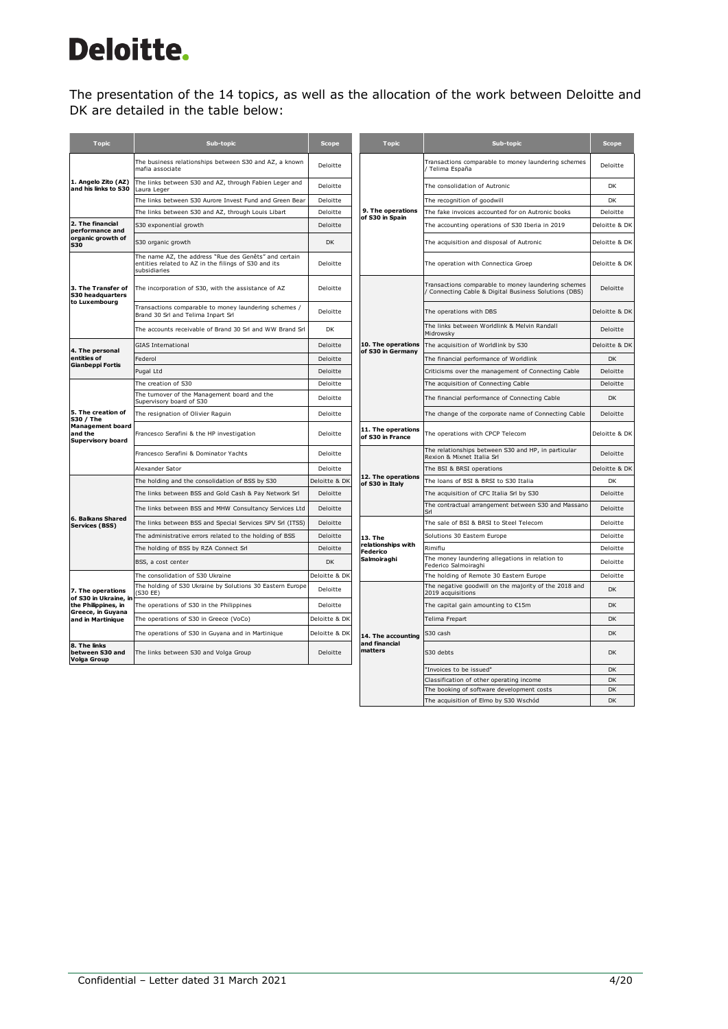The presentation of the 14 topics, as well as the allocation of the work between Deloitte and DK are detailed in the table below:

| Topic | Sub-topic | Scope |
|---|---|---|
| 1. Angelo Zito (AZ) and his links to S30 | The business relationships between S30 and AZ, a known mafia associate | Deloitte |
| | The links between S30 and AZ, through Fabien Leger and Laura Leger | Deloitte |
| | The links between S30 Aurore Invest Fund and Green Bear | Deloitte |
| | The links between S30 and AZ, through Louis Libart | Deloitte |
| 2. The financial performance and organic growth of S30 | S30 exponential growth | Deloitte |
| | S30 organic growth | DK |
| 3. The Transfer of S30 headquarters to Luxembourg | The name AZ, the address "Rue des Genêts" and certain entities related to AZ in the filings of S30 and its subsidiaries | Deloitte |
| | The incorporation of S30, with the assistance of AZ | Deloitte |
| | Transactions comparable to money laundering schemes / Brand 30 Srl and Telima Inpart Srl | Deloitte |
| | The accounts receivable of Brand 30 Srl and WW Brand Srl | DK |
| 4. The personal entities of Gianbeppi Fortis | GIAS International | Deloitte |
| | Federol | Deloitte |
| | Pugal Ltd | Deloitte |
| 5. The creation of S30 / The Management board and the Supervisory board | The creation of S30 | Deloitte |
| | The turnover of the Management board and the Supervisory board of S30 | Deloitte |
| | The resignation of Olivier Raguin | Deloitte |
| | Francesco Serafini & the HP investigation | Deloitte |
| | Francesco Serafini & Dominator Yachts | Deloitte |
| | Alexander Sator | Deloitte |
| 6. Balkans Shared Services (BSS) | The holding and the consolidation of BSS by S30 | Deloitte & DK |
| | The links between BSS and Gold Cash & Pay Network Srl | Deloitte |
| | The links between BSS and MHW Consultancy Services Ltd | Deloitte |
| | The links between BSS and Special Services SPV Srl (ITSS) | Deloitte |
| | The administrative errors related to the holding of BSS | Deloitte |
| | The holding of BSS by RZA Connect Srl | Deloitte |
| | BSS, a cost center | DK |
| 7. The operations of S30 in Ukraine, in the Philippines, in Greece, in Guyana and in Martinique | The consolidation of S30 Ukraine | Deloitte & DK |
| | The holding of S30 Ukraine by Solutions 30 Eastern Europe (S30 EE) | Deloitte |
| | The operations of S30 in the Philippines | Deloitte |
| | The operations of S30 in Greece (VoCo) | Deloitte & DK |
| | The operations of S30 in Guyana and in Martinique | Deloitte & DK |
| 8. The links between S30 and Volga Group | The links between S30 and Volga Group | Deloitte |
| 9. The operations of S30 in Spain | Transactions comparable to money laundering schemes / Telima España | Deloitte |
| | The consolidation of Autronic | DK |
| | The recognition of goodwill | DK |
| | The fake invoices accounted for on Autronic books | Deloitte |
| | The accounting operations of S30 Iberia in 2019 | Deloitte & DK |
| | The acquisition and disposal of Autronic | Deloitte & DK |
| | The operation with Connectica Groep | Deloitte & DK |
| 10. The operations of S30 in Germany | Transactions comparable to money laundering schemes / Connecting Cable & Digital Business Solutions (DBS) | Deloitte |
| | The operations with DBS | Deloitte & DK |
| | The links between Worldlink & Melvin Randall Midrowsky | Deloitte |
| | The acquisition of Worldlink by S30 | Deloitte & DK |
| | The financial performance of Worldlink | DK |
| | Criticisms over the management of Connecting Cable | Deloitte |
| | The acquisition of Connecting Cable | Deloitte |
| | The financial performance of Connecting Cable | DK |
| | The change of the corporate name of Connecting Cable | Deloitte |
| 11. The operations of S30 in France | The operations with CPCP Telecom | Deloitte & DK |
| 12. The operations of S30 in Italy | The relationships between S30 and HP, in particular Rexion & Mixnet Italia Srl | Deloitte |
| | The BSI & BRSI operations | Deloitte & DK |
| | The loans of BSI & BRSI to S30 Italia | DK |
| | The acquisition of CFC Italia Srl by S30 | Deloitte |
| | The contractual arrangement between S30 and Massano Srl | Deloitte |
| 13. The relationships with Federico Salmoiraghi | The sale of BSI & BRSI to Steel Telecom | Deloitte |
| | Solutions 30 Eastern Europe | Deloitte |
| | Rimiflu | Deloitte |
| | The money laundering allegations in relation to Federico Salmoiraghi | Deloitte |
| | The holding of Remote 30 Eastern Europe | Deloitte |
| 14. The accounting and financial matters | The negative goodwill on the majority of the 2018 and 2019 acquisitions | DK |
| | The capital gain amounting to €15m | DK |
| | Telima Frepart | DK |
| | S30 cash | DK |
| | S30 debts | DK |
| | "Invoices to be issued" | DK |
| | Classification of other operating income | DK |
| | The booking of software development costs | DK |
| | The acquisition of Elmo by S30 Wschód | DK |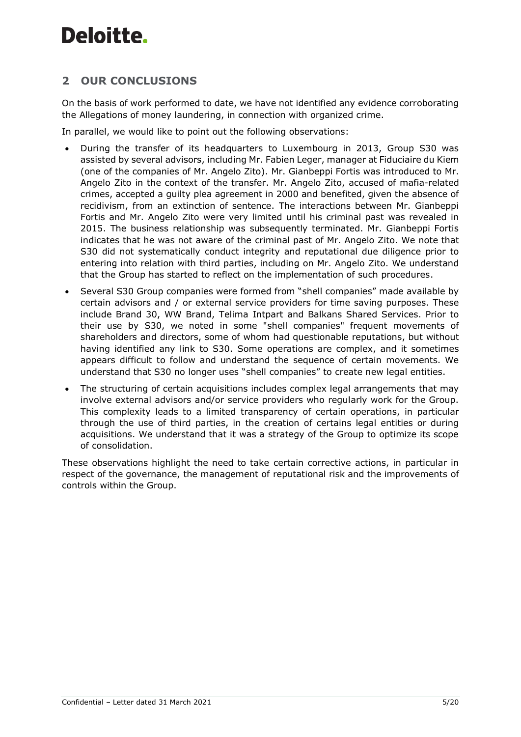## 2 OUR CONCLUSIONS

On the basis of work performed to date, we have not identified any evidence corroborating the Allegations of money laundering, in connection with organized crime.

In parallel, we would like to point out the following observations:

- During the transfer of its headquarters to Luxembourg in 2013, Group S30 was assisted by several advisors, including Mr. Fabien Leger, manager at Fiduciaire du Kiem (one of the companies of Mr. Angelo Zito). Mr. Gianbeppi Fortis was introduced to Mr. Angelo Zito in the context of the transfer. Mr. Angelo Zito, accused of mafia-related crimes, accepted a guilty plea agreement in 2000 and benefited, given the absence of recidivism, from an extinction of sentence. The interactions between Mr. Gianbeppi Fortis and Mr. Angelo Zito were very limited until his criminal past was revealed in 2015. The business relationship was subsequently terminated. Mr. Gianbeppi Fortis indicates that he was not aware of the criminal past of Mr. Angelo Zito. We note that S30 did not systematically conduct integrity and reputational due diligence prior to entering into relation with third parties, including on Mr. Angelo Zito. We understand that the Group has started to reflect on the implementation of such procedures.
- Several S30 Group companies were formed from "shell companies" made available by certain advisors and / or external service providers for time saving purposes. These include Brand 30, WW Brand, Telima Intpart and Balkans Shared Services. Prior to their use by S30, we noted in some "shell companies" frequent movements of shareholders and directors, some of whom had questionable reputations, but without having identified any link to S30. Some operations are complex, and it sometimes appears difficult to follow and understand the sequence of certain movements. We understand that S30 no longer uses "shell companies" to create new legal entities.
- The structuring of certain acquisitions includes complex legal arrangements that may involve external advisors and/or service providers who regularly work for the Group. This complexity leads to a limited transparency of certain operations, in particular through the use of third parties, in the creation of certains legal entities or during acquisitions. We understand that it was a strategy of the Group to optimize its scope of consolidation.

These observations highlight the need to take certain corrective actions, in particular in respect of the governance, the management of reputational risk and the improvements of controls within the Group.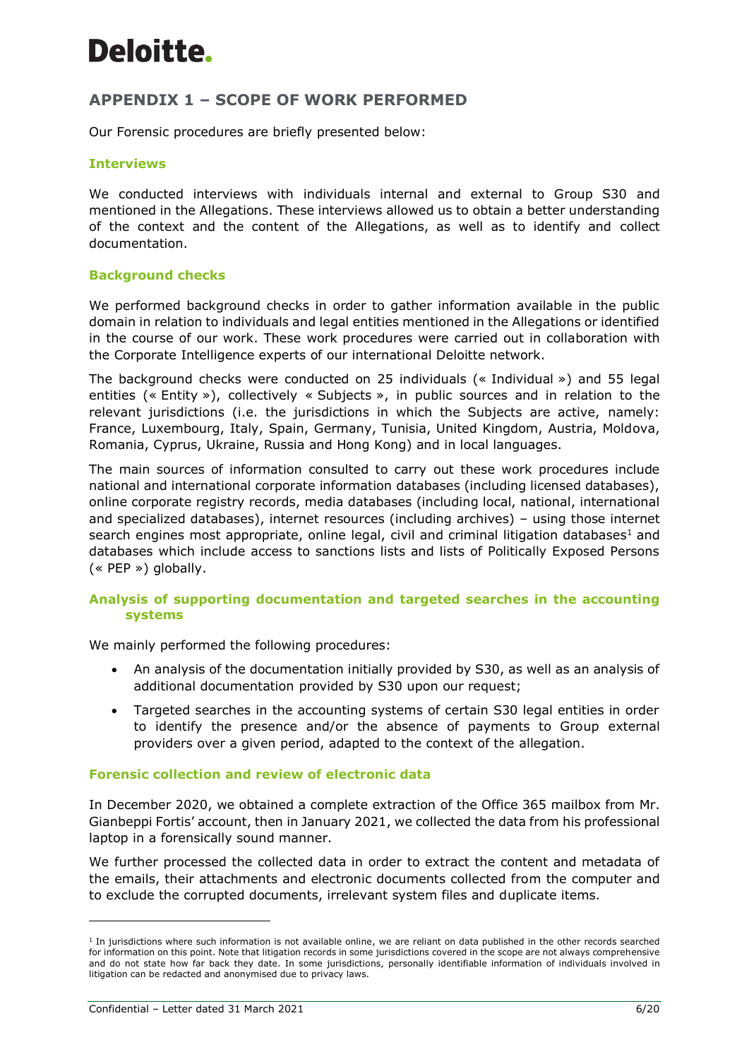## APPENDIX 1 – SCOPE OF WORK PERFORMED

Our Forensic procedures are briefly presented below:

### Interviews

We conducted interviews with individuals internal and external to Group S30 and mentioned in the Allegations. These interviews allowed us to obtain a better understanding of the context and the content of the Allegations, as well as to identify and collect documentation.

### Background checks

We performed background checks in order to gather information available in the public domain in relation to individuals and legal entities mentioned in the Allegations or identified in the course of our work. These work procedures were carried out in collaboration with the Corporate Intelligence experts of our international Deloitte network.

The background checks were conducted on 25 individuals (« Individual ») and 55 legal entities (« Entity »), collectively « Subjects », in public sources and in relation to the relevant jurisdictions (i.e. the jurisdictions in which the Subjects are active, namely: France, Luxembourg, Italy, Spain, Germany, Tunisia, United Kingdom, Austria, Moldova, Romania, Cyprus, Ukraine, Russia and Hong Kong) and in local languages.

The main sources of information consulted to carry out these work procedures include national and international corporate information databases (including licensed databases), online corporate registry records, media databases (including local, national, international and specialized databases), internet resources (including archives) – using those internet search engines most appropriate, online legal, civil and criminal litigation databases[1] and databases which include access to sanctions lists and lists of Politically Exposed Persons (« PEP ») globally.

### Analysis of supporting documentation and targeted searches in the accounting systems

We mainly performed the following procedures:

- An analysis of the documentation initially provided by S30, as well as an analysis of additional documentation provided by S30 upon our request;
- Targeted searches in the accounting systems of certain S30 legal entities in order to identify the presence and/or the absence of payments to Group external providers over a given period, adapted to the context of the allegation.

### Forensic collection and review of electronic data

In December 2020, we obtained a complete extraction of the Office 365 mailbox from Mr. Gianbeppi Fortis' account, then in January 2021, we collected the data from his professional laptop in a forensically sound manner.

We further processed the collected data in order to extract the content and metadata of the emails, their attachments and electronic documents collected from the computer and to exclude the corrupted documents, irrelevant system files and duplicate items.

---

[1] In jurisdictions where such information is not available online, we are reliant on data published in the other records searched for information on this point. Note that litigation records in some jurisdictions covered in the scope are not always comprehensive and do not state how far back they date. In some jurisdictions, personally identifiable information of individuals involved in litigation can be redacted and anonymised due to privacy laws.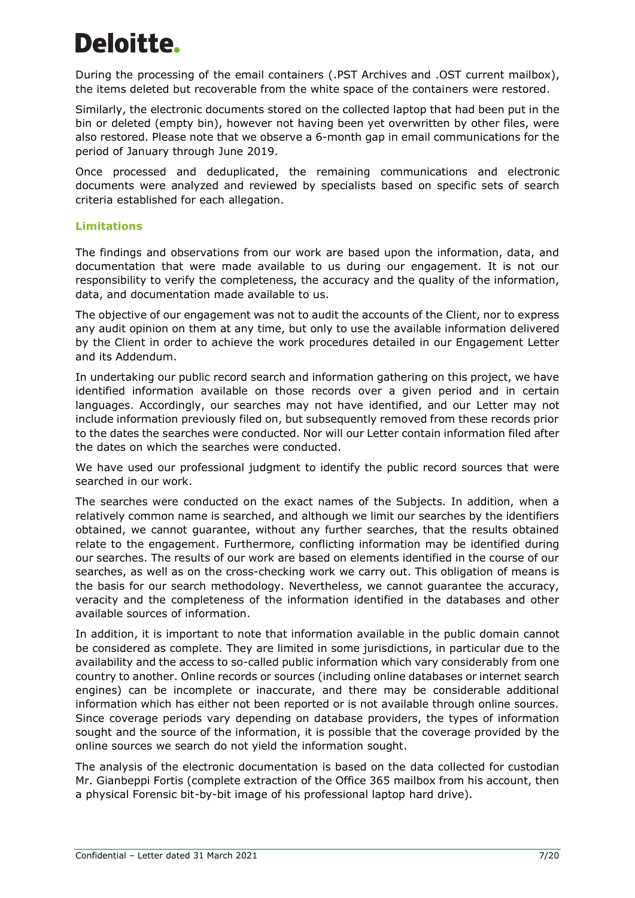During the processing of the email containers (.PST Archives and .OST current mailbox), the items deleted but recoverable from the white space of the containers were restored.

Similarly, the electronic documents stored on the collected laptop that had been put in the bin or deleted (empty bin), however not having been yet overwritten by other files, were also restored. Please note that we observe a 6-month gap in email communications for the period of January through June 2019.

Once processed and deduplicated, the remaining communications and electronic documents were analyzed and reviewed by specialists based on specific sets of search criteria established for each allegation.

### Limitations

The findings and observations from our work are based upon the information, data, and documentation that were made available to us during our engagement. It is not our responsibility to verify the completeness, the accuracy and the quality of the information, data, and documentation made available to us.

The objective of our engagement was not to audit the accounts of the Client, nor to express any audit opinion on them at any time, but only to use the available information delivered by the Client in order to achieve the work procedures detailed in our Engagement Letter and its Addendum.

In undertaking our public record search and information gathering on this project, we have identified information available on those records over a given period and in certain languages. Accordingly, our searches may not have identified, and our Letter may not include information previously filed on, but subsequently removed from these records prior to the dates the searches were conducted. Nor will our Letter contain information filed after the dates on which the searches were conducted.

We have used our professional judgment to identify the public record sources that were searched in our work.

The searches were conducted on the exact names of the Subjects. In addition, when a relatively common name is searched, and although we limit our searches by the identifiers obtained, we cannot guarantee, without any further searches, that the results obtained relate to the engagement. Furthermore, conflicting information may be identified during our searches. The results of our work are based on elements identified in the course of our searches, as well as on the cross-checking work we carry out. This obligation of means is the basis for our search methodology. Nevertheless, we cannot guarantee the accuracy, veracity and the completeness of the information identified in the databases and other available sources of information.

In addition, it is important to note that information available in the public domain cannot be considered as complete. They are limited in some jurisdictions, in particular due to the availability and the access to so-called public information which vary considerably from one country to another. Online records or sources (including online databases or internet search engines) can be incomplete or inaccurate, and there may be considerable additional information which has either not been reported or is not available through online sources. Since coverage periods vary depending on database providers, the types of information sought and the source of the information, it is possible that the coverage provided by the online sources we search do not yield the information sought.

The analysis of the electronic documentation is based on the data collected for custodian Mr. Gianbeppi Fortis (complete extraction of the Office 365 mailbox from his account, then a physical Forensic bit-by-bit image of his professional laptop hard drive).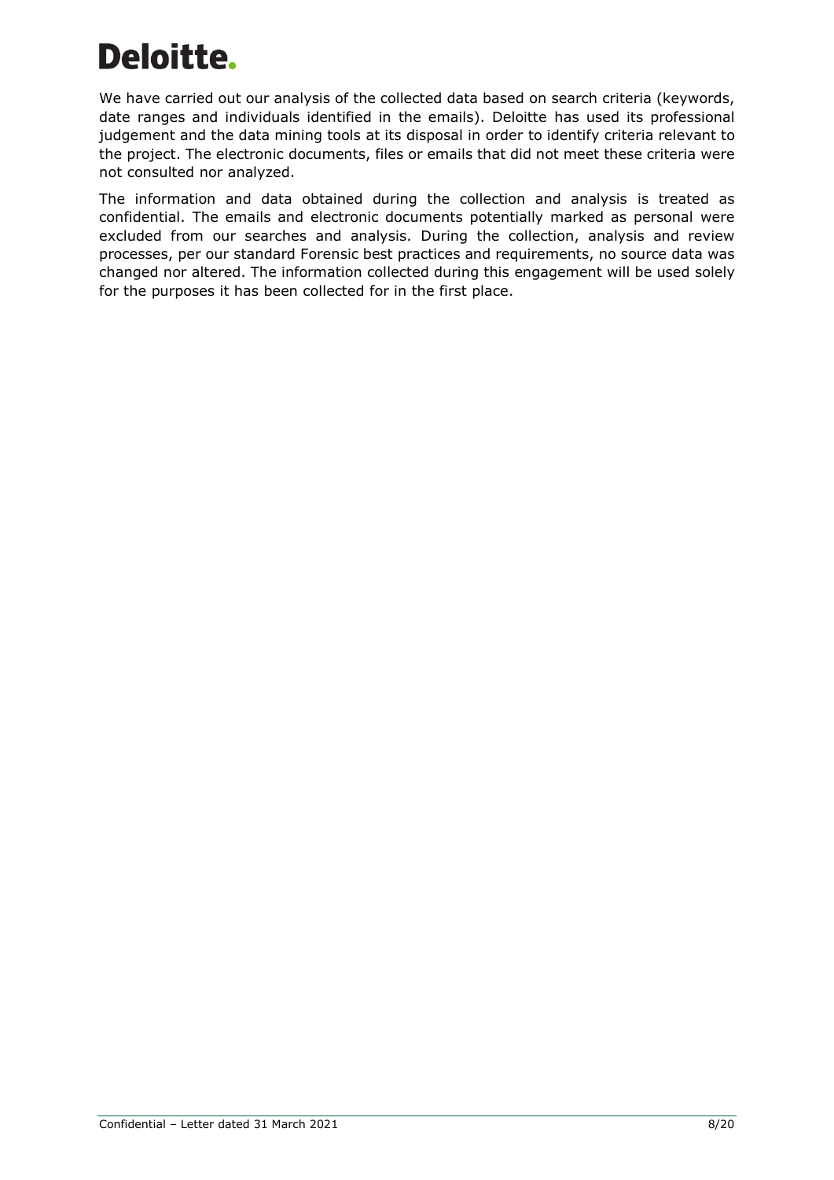We have carried out our analysis of the collected data based on search criteria (keywords, date ranges and individuals identified in the emails). Deloitte has used its professional judgement and the data mining tools at its disposal in order to identify criteria relevant to the project. The electronic documents, files or emails that did not meet these criteria were not consulted nor analyzed.

The information and data obtained during the collection and analysis is treated as confidential. The emails and electronic documents potentially marked as personal were excluded from our searches and analysis. During the collection, analysis and review processes, per our standard Forensic best practices and requirements, no source data was changed nor altered. The information collected during this engagement will be used solely for the purposes it has been collected for in the first place.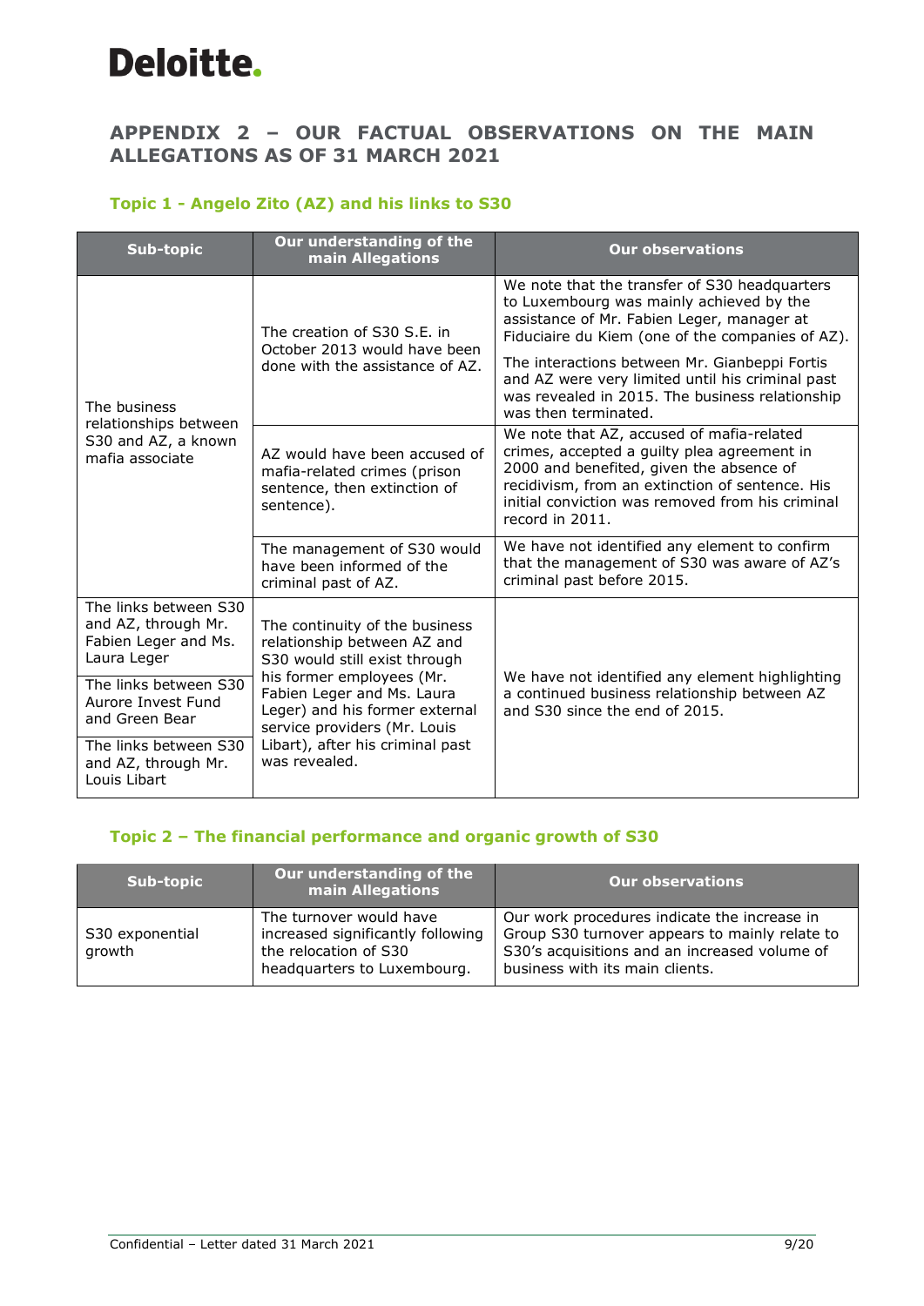## APPENDIX 2 – OUR FACTUAL OBSERVATIONS ON THE MAIN ALLEGATIONS AS OF 31 MARCH 2021

### Topic 1 - Angelo Zito (AZ) and his links to S30

| Sub-topic | Our understanding of the main Allegations | Our observations |
|---|---|---|
| The business relationships between S30 and AZ, a known mafia associate | The creation of S30 S.E. in October 2013 would have been done with the assistance of AZ. | We note that the transfer of S30 headquarters to Luxembourg was mainly achieved by the assistance of Mr. Fabien Leger, manager at Fiduciaire du Kiem (one of the companies of AZ).<br><br>The interactions between Mr. Gianbeppi Fortis and AZ were very limited until his criminal past was revealed in 2015. The business relationship was then terminated. |
| | AZ would have been accused of mafia-related crimes (prison sentence, then extinction of sentence). | We note that AZ, accused of mafia-related crimes, accepted a guilty plea agreement in 2000 and benefited, given the absence of recidivism, from an extinction of sentence. His initial conviction was removed from his criminal record in 2011. |
| | The management of S30 would have been informed of the criminal past of AZ. | We have not identified any element to confirm that the management of S30 was aware of AZ's criminal past before 2015. |
| The links between S30 and AZ, through Mr. Fabien Leger and Ms. Laura Leger | The continuity of the business relationship between AZ and S30 would still exist through his former employees (Mr. Fabien Leger and Ms. Laura Leger) and his former external service providers (Mr. Louis Libart), after his criminal past was revealed. | We have not identified any element highlighting a continued business relationship between AZ and S30 since the end of 2015. |
| The links between S30 Aurore Invest Fund and Green Bear | | |
| The links between S30 and AZ, through Mr. Louis Libart | | |

### Topic 2 – The financial performance and organic growth of S30

| Sub-topic | Our understanding of the main Allegations | Our observations |
|---|---|---|
| S30 exponential growth | The turnover would have increased significantly following the relocation of S30 headquarters to Luxembourg. | Our work procedures indicate the increase in Group S30 turnover appears to mainly relate to S30's acquisitions and an increased volume of business with its main clients. |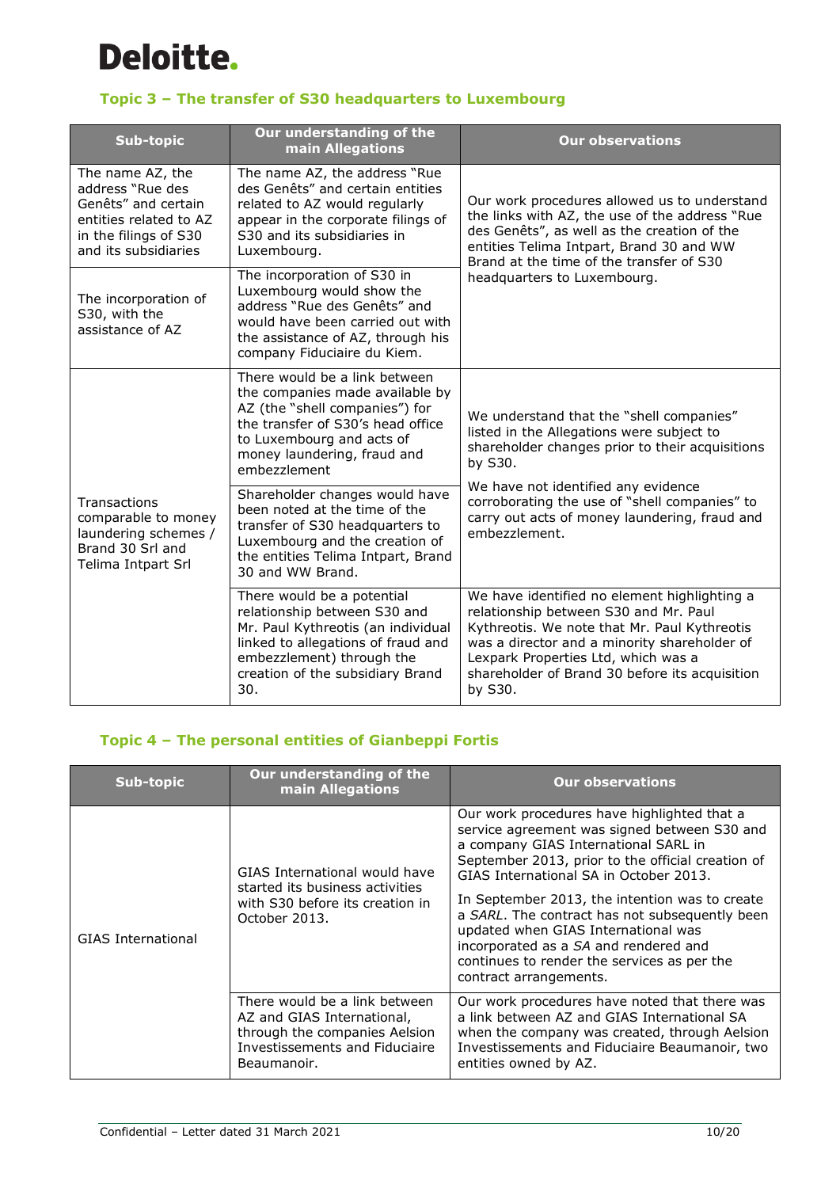## Topic 3 – The transfer of S30 headquarters to Luxembourg

| Sub-topic | Our understanding of the main Allegations | Our observations |
| --- | --- | --- |
| The name AZ, the address "Rue des Genêts" and certain entities related to AZ in the filings of S30 and its subsidiaries | The name AZ, the address "Rue des Genêts" and certain entities related to AZ would regularly appear in the corporate filings of S30 and its subsidiaries in Luxembourg. | Our work procedures allowed us to understand the links with AZ, the use of the address "Rue des Genêts", as well as the creation of the entities Telima Intpart, Brand 30 and WW Brand at the time of the transfer of S30 headquarters to Luxembourg. |
| The incorporation of S30, with the assistance of AZ | The incorporation of S30 in Luxembourg would show the address "Rue des Genêts" and would have been carried out with the assistance of AZ, through his company Fiduciaire du Kiem. | |
| Transactions comparable to money laundering schemes / Brand 30 Srl and Telima Intpart Srl | There would be a link between the companies made available by AZ (the "shell companies") for the transfer of S30's head office to Luxembourg and acts of money laundering, fraud and embezzlement | We understand that the "shell companies" listed in the Allegations were subject to shareholder changes prior to their acquisitions by S30.<br><br>We have not identified any evidence corroborating the use of "shell companies" to carry out acts of money laundering, fraud and embezzlement. |
| | Shareholder changes would have been noted at the time of the transfer of S30 headquarters to Luxembourg and the creation of the entities Telima Intpart, Brand 30 and WW Brand. | |
| | There would be a potential relationship between S30 and Mr. Paul Kythreotis (an individual linked to allegations of fraud and embezzlement) through the creation of the subsidiary Brand 30. | We have identified no element highlighting a relationship between S30 and Mr. Paul Kythreotis. We note that Mr. Paul Kythreotis was a director and a minority shareholder of Lexpark Properties Ltd, which was a shareholder of Brand 30 before its acquisition by S30. |

## Topic 4 – The personal entities of Gianbeppi Fortis

| Sub-topic | Our understanding of the main Allegations | Our observations |
| --- | --- | --- |
| GIAS International | GIAS International would have started its business activities with S30 before its creation in October 2013. | Our work procedures have highlighted that a service agreement was signed between S30 and a company GIAS International SARL in September 2013, prior to the official creation of GIAS International SA in October 2013.<br><br>In September 2013, the intention was to create a *SARL*. The contract has not subsequently been updated when GIAS International was incorporated as a *SA* and rendered and continues to render the services as per the contract arrangements. |
| | There would be a link between AZ and GIAS International, through the companies Aelsion Investissements and Fiduciaire Beaumanoir. | Our work procedures have noted that there was a link between AZ and GIAS International SA when the company was created, through Aelsion Investissements and Fiduciaire Beaumanoir, two entities owned by AZ. |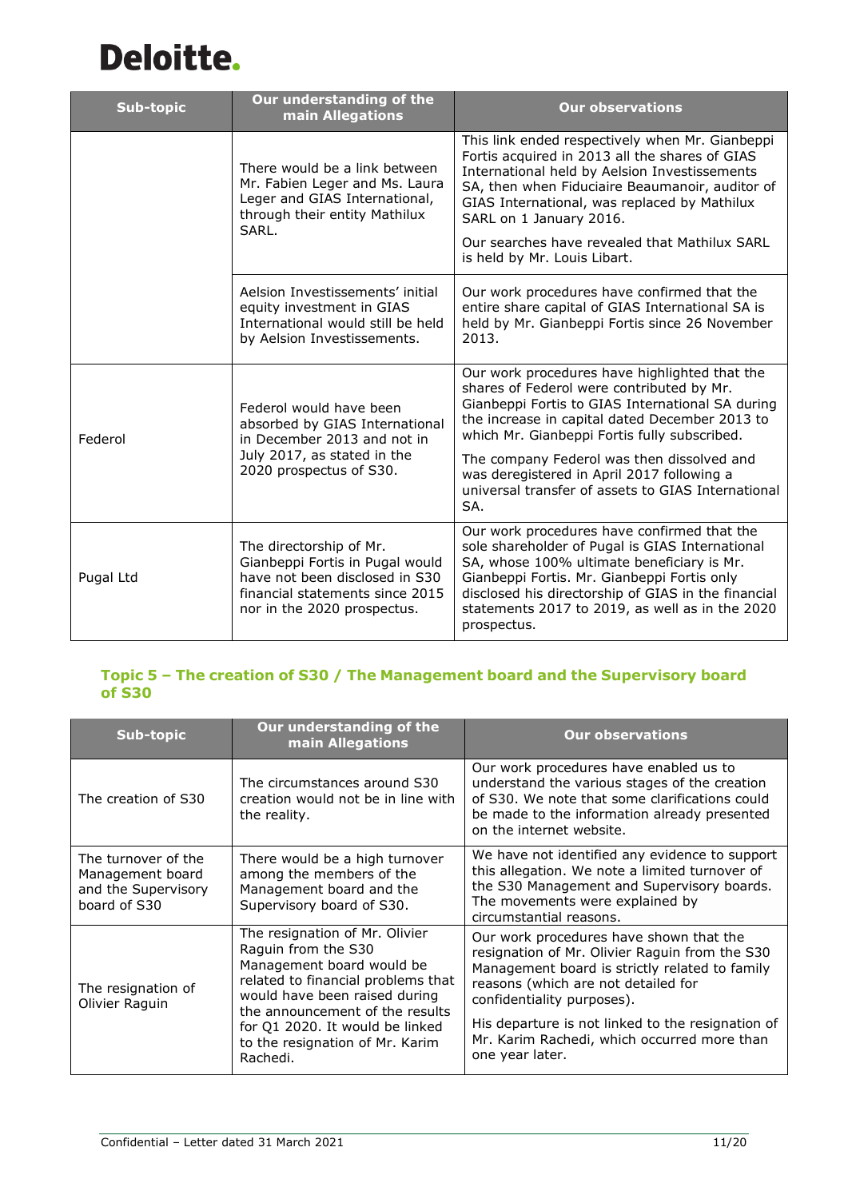| Sub-topic | Our understanding of the main Allegations | Our observations |
|---|---|---|
| | There would be a link between Mr. Fabien Leger and Ms. Laura Leger and GIAS International, through their entity Mathilux SARL. | This link ended respectively when Mr. Gianbeppi Fortis acquired in 2013 all the shares of GIAS International held by Aelsion Investissements SA, then when Fiduciaire Beaumanoir, auditor of GIAS International, was replaced by Mathilux SARL on 1 January 2016. Our searches have revealed that Mathilux SARL is held by Mr. Louis Libart. |
| | Aelsion Investissements' initial equity investment in GIAS International would still be held by Aelsion Investissements. | Our work procedures have confirmed that the entire share capital of GIAS International SA is held by Mr. Gianbeppi Fortis since 26 November 2013. |
| Federol | Federol would have been absorbed by GIAS International in December 2013 and not in July 2017, as stated in the 2020 prospectus of S30. | Our work procedures have highlighted that the shares of Federol were contributed by Mr. Gianbeppi Fortis to GIAS International SA during the increase in capital dated December 2013 to which Mr. Gianbeppi Fortis fully subscribed. The company Federol was then dissolved and was deregistered in April 2017 following a universal transfer of assets to GIAS International SA. |
| Pugal Ltd | The directorship of Mr. Gianbeppi Fortis in Pugal would have not been disclosed in S30 financial statements since 2015 nor in the 2020 prospectus. | Our work procedures have confirmed that the sole shareholder of Pugal is GIAS International SA, whose 100% ultimate beneficiary is Mr. Gianbeppi Fortis. Mr. Gianbeppi Fortis only disclosed his directorship of GIAS in the financial statements 2017 to 2019, as well as in the 2020 prospectus. |

### Topic 5 – The creation of S30 / The Management board and the Supervisory board of S30

| Sub-topic | Our understanding of the main Allegations | Our observations |
|---|---|---|
| The creation of S30 | The circumstances around S30 creation would not be in line with the reality. | Our work procedures have enabled us to understand the various stages of the creation of S30. We note that some clarifications could be made to the information already presented on the internet website. |
| The turnover of the Management board and the Supervisory board of S30 | There would be a high turnover among the members of the Management board and the Supervisory board of S30. | We have not identified any evidence to support this allegation. We note a limited turnover of the S30 Management and Supervisory boards. The movements were explained by circumstantial reasons. |
| The resignation of Olivier Raguin | The resignation of Mr. Olivier Raguin from the S30 Management board would be related to financial problems that would have been raised during the announcement of the results for Q1 2020. It would be linked to the resignation of Mr. Karim Rachedi. | Our work procedures have shown that the resignation of Mr. Olivier Raguin from the S30 Management board is strictly related to family reasons (which are not detailed for confidentiality purposes). His departure is not linked to the resignation of Mr. Karim Rachedi, which occurred more than one year later. |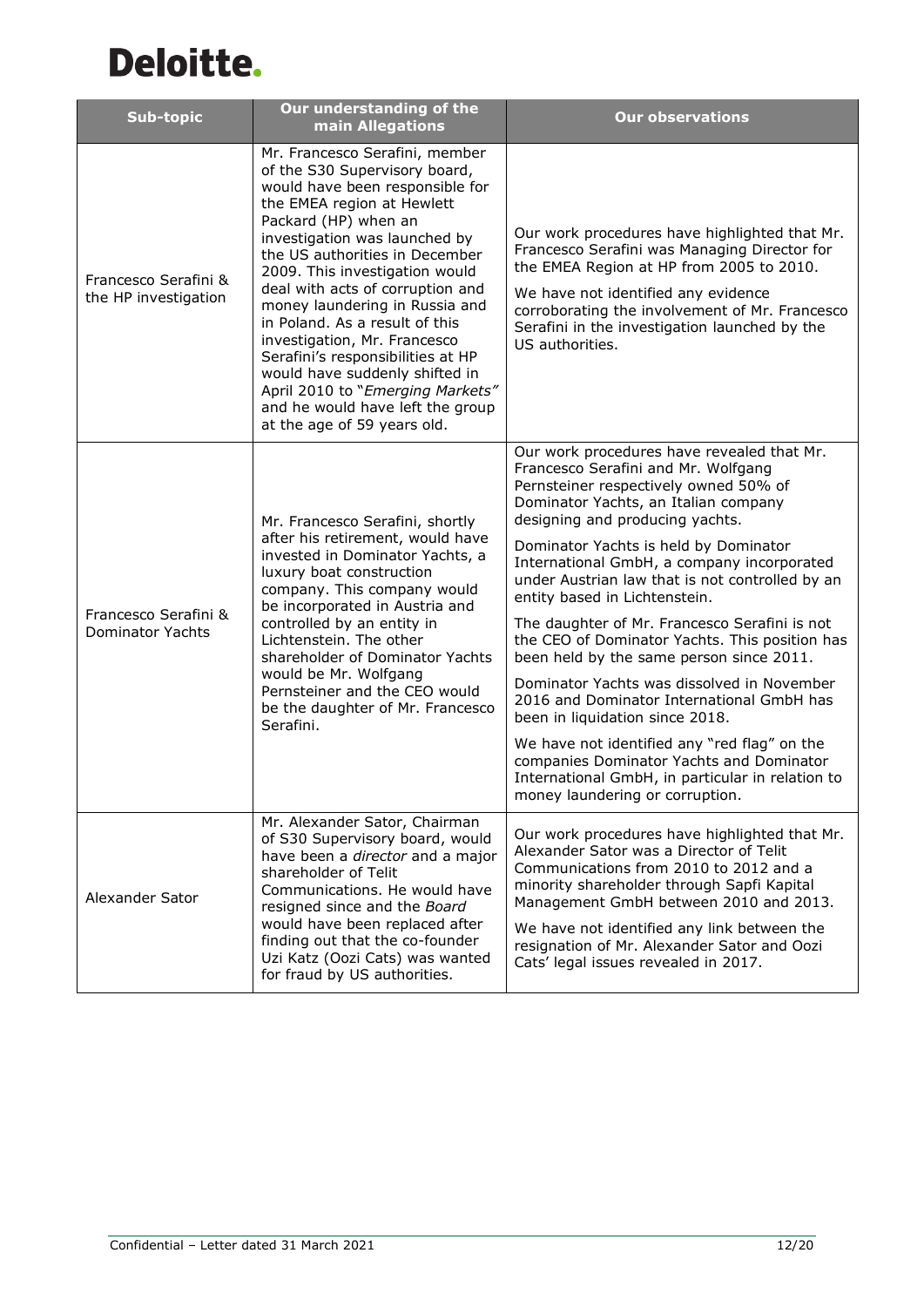| Sub-topic | Our understanding of the main Allegations | Our observations |
|---|---|---|
| Francesco Serafini & the HP investigation | Mr. Francesco Serafini, member of the S30 Supervisory board, would have been responsible for the EMEA region at Hewlett Packard (HP) when an investigation was launched by the US authorities in December 2009. This investigation would deal with acts of corruption and money laundering in Russia and in Poland. As a result of this investigation, Mr. Francesco Serafini's responsibilities at HP would have suddenly shifted in April 2010 to "*Emerging Markets*" and he would have left the group at the age of 59 years old. | Our work procedures have highlighted that Mr. Francesco Serafini was Managing Director for the EMEA Region at HP from 2005 to 2010.<br><br>We have not identified any evidence corroborating the involvement of Mr. Francesco Serafini in the investigation launched by the US authorities. |
| Francesco Serafini & Dominator Yachts | Mr. Francesco Serafini, shortly after his retirement, would have invested in Dominator Yachts, a luxury boat construction company. This company would be incorporated in Austria and controlled by an entity in Lichtenstein. The other shareholder of Dominator Yachts would be Mr. Wolfgang Pernsteiner and the CEO would be the daughter of Mr. Francesco Serafini. | Our work procedures have revealed that Mr. Francesco Serafini and Mr. Wolfgang Pernsteiner respectively owned 50% of Dominator Yachts, an Italian company designing and producing yachts.<br><br>Dominator Yachts is held by Dominator International GmbH, a company incorporated under Austrian law that is not controlled by an entity based in Lichtenstein.<br><br>The daughter of Mr. Francesco Serafini is not the CEO of Dominator Yachts. This position has been held by the same person since 2011.<br><br>Dominator Yachts was dissolved in November 2016 and Dominator International GmbH has been in liquidation since 2018.<br><br>We have not identified any "red flag" on the companies Dominator Yachts and Dominator International GmbH, in particular in relation to money laundering or corruption. |
| Alexander Sator | Mr. Alexander Sator, Chairman of S30 Supervisory board, would have been a *director* and a major shareholder of Telit Communications. He would have resigned since and the *Board* would have been replaced after finding out that the co-founder Uzi Katz (Oozi Cats) was wanted for fraud by US authorities. | Our work procedures have highlighted that Mr. Alexander Sator was a Director of Telit Communications from 2010 to 2012 and a minority shareholder through Sapfi Kapital Management GmbH between 2010 and 2013.<br><br>We have not identified any link between the resignation of Mr. Alexander Sator and Oozi Cats' legal issues revealed in 2017. |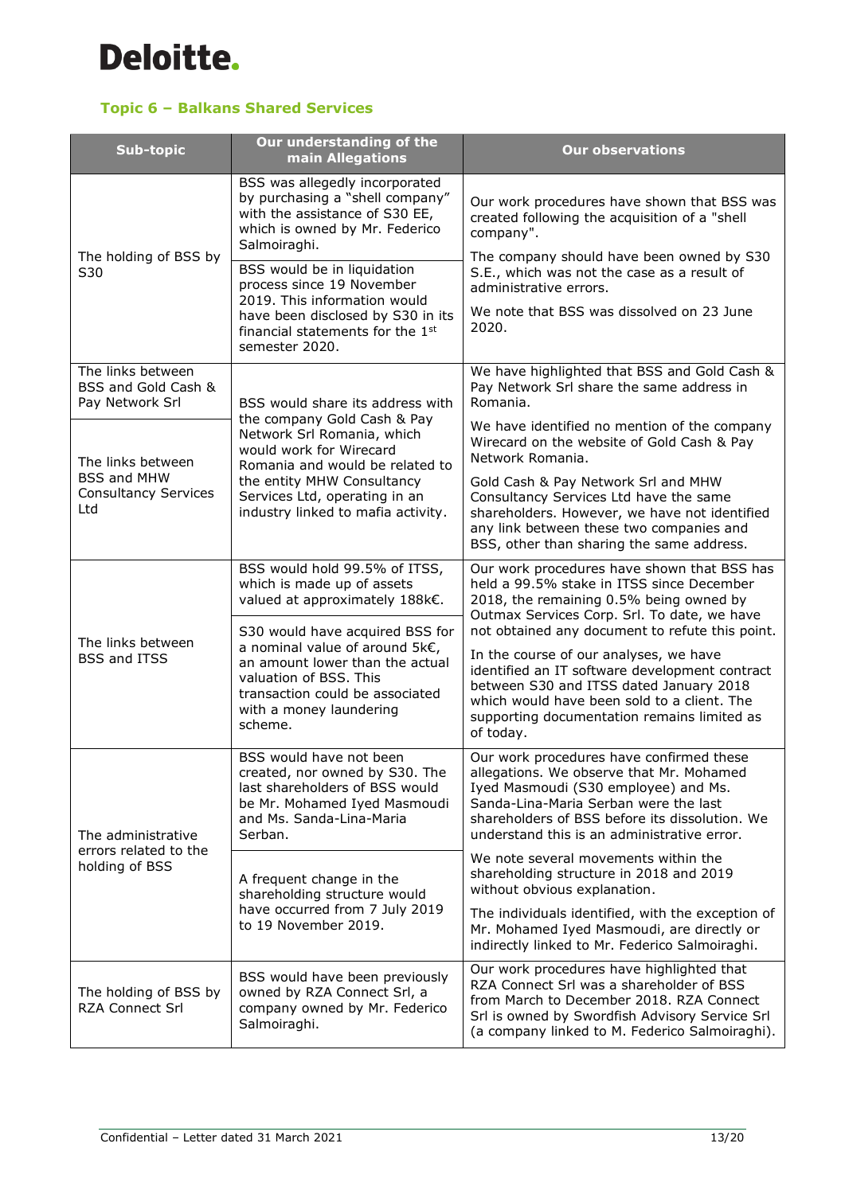## Topic 6 – Balkans Shared Services

| Sub-topic | Our understanding of the main Allegations | Our observations |
|---|---|---|
| The holding of BSS by S30 | BSS was allegedly incorporated by purchasing a "shell company" with the assistance of S30 EE, which is owned by Mr. Federico Salmoiraghi. | Our work procedures have shown that BSS was created following the acquisition of a "shell company".<br><br>The company should have been owned by S30 S.E., which was not the case as a result of administrative errors.<br><br>We note that BSS was dissolved on 23 June 2020. |
| | BSS would be in liquidation process since 19 November 2019. This information would have been disclosed by S30 in its financial statements for the 1st semester 2020. | |
| The links between BSS and Gold Cash & Pay Network Srl | BSS would share its address with the company Gold Cash & Pay Network Srl Romania, which would work for Wirecard Romania and would be related to the entity MHW Consultancy Services Ltd, operating in an industry linked to mafia activity. | We have highlighted that BSS and Gold Cash & Pay Network Srl share the same address in Romania. |
| The links between BSS and MHW Consultancy Services Ltd | | We have identified no mention of the company Wirecard on the website of Gold Cash & Pay Network Romania.<br><br>Gold Cash & Pay Network Srl and MHW Consultancy Services Ltd have the same shareholders. However, we have not identified any link between these two companies and BSS, other than sharing the same address. |
| The links between BSS and ITSS | BSS would hold 99.5% of ITSS, which is made up of assets valued at approximately 188k€. | Our work procedures have shown that BSS has held a 99.5% stake in ITSS since December 2018, the remaining 0.5% being owned by Outmax Services Corp. Srl. To date, we have not obtained any document to refute this point. |
| | S30 would have acquired BSS for a nominal value of around 5k€, an amount lower than the actual valuation of BSS. This transaction could be associated with a money laundering scheme. | In the course of our analyses, we have identified an IT software development contract between S30 and ITSS dated January 2018 which would have been sold to a client. The supporting documentation remains limited as of today. |
| The administrative errors related to the holding of BSS | BSS would have not been created, nor owned by S30. The last shareholders of BSS would be Mr. Mohamed Iyed Masmoudi and Ms. Sanda-Lina-Maria Serban. | Our work procedures have confirmed these allegations. We observe that Mr. Mohamed Iyed Masmoudi (S30 employee) and Ms. Sanda-Lina-Maria Serban were the last shareholders of BSS before its dissolution. We understand this is an administrative error. |
| | A frequent change in the shareholding structure would have occurred from 7 July 2019 to 19 November 2019. | We note several movements within the shareholding structure in 2018 and 2019 without obvious explanation.<br><br>The individuals identified, with the exception of Mr. Mohamed Iyed Masmoudi, are directly or indirectly linked to Mr. Federico Salmoiraghi. |
| The holding of BSS by RZA Connect Srl | BSS would have been previously owned by RZA Connect Srl, a company owned by Mr. Federico Salmoiraghi. | Our work procedures have highlighted that RZA Connect Srl was a shareholder of BSS from March to December 2018. RZA Connect Srl is owned by Swordfish Advisory Service Srl (a company linked to M. Federico Salmoiraghi). |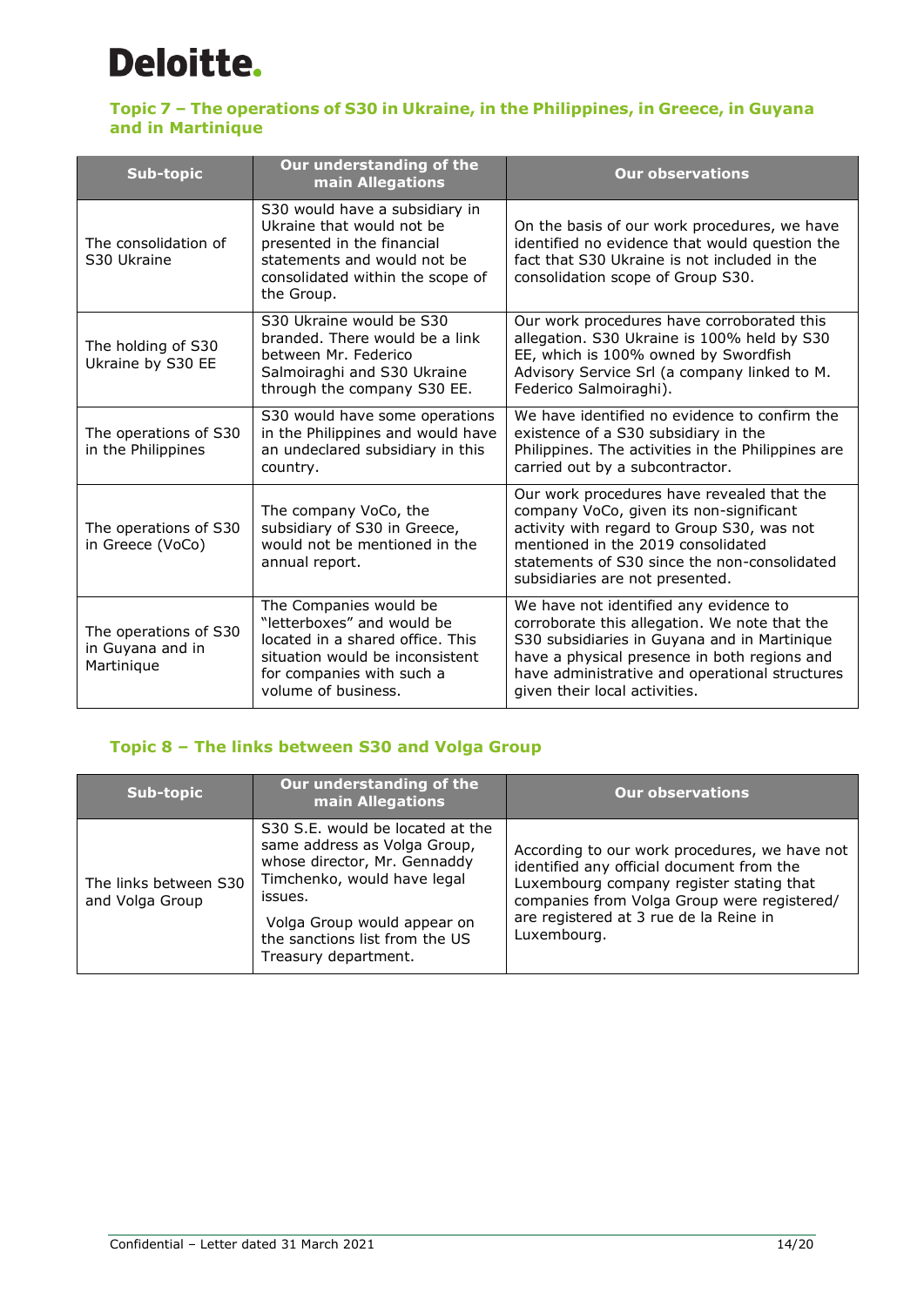## Topic 7 – The operations of S30 in Ukraine, in the Philippines, in Greece, in Guyana and in Martinique

| Sub-topic | Our understanding of the main Allegations | Our observations |
|---|---|---|
| The consolidation of S30 Ukraine | S30 would have a subsidiary in Ukraine that would not be presented in the financial statements and would not be consolidated within the scope of the Group. | On the basis of our work procedures, we have identified no evidence that would question the fact that S30 Ukraine is not included in the consolidation scope of Group S30. |
| The holding of S30 Ukraine by S30 EE | S30 Ukraine would be S30 branded. There would be a link between Mr. Federico Salmoiraghi and S30 Ukraine through the company S30 EE. | Our work procedures have corroborated this allegation. S30 Ukraine is 100% held by S30 EE, which is 100% owned by Swordfish Advisory Service Srl (a company linked to M. Federico Salmoiraghi). |
| The operations of S30 in the Philippines | S30 would have some operations in the Philippines and would have an undeclared subsidiary in this country. | We have identified no evidence to confirm the existence of a S30 subsidiary in the Philippines. The activities in the Philippines are carried out by a subcontractor. |
| The operations of S30 in Greece (VoCo) | The company VoCo, the subsidiary of S30 in Greece, would not be mentioned in the annual report. | Our work procedures have revealed that the company VoCo, given its non-significant activity with regard to Group S30, was not mentioned in the 2019 consolidated statements of S30 since the non-consolidated subsidiaries are not presented. |
| The operations of S30 in Guyana and in Martinique | The Companies would be "letterboxes" and would be located in a shared office. This situation would be inconsistent for companies with such a volume of business. | We have not identified any evidence to corroborate this allegation. We note that the S30 subsidiaries in Guyana and in Martinique have a physical presence in both regions and have administrative and operational structures given their local activities. |

## Topic 8 – The links between S30 and Volga Group

| Sub-topic | Our understanding of the main Allegations | Our observations |
|---|---|---|
| The links between S30 and Volga Group | S30 S.E. would be located at the same address as Volga Group, whose director, Mr. Gennaddy Timchenko, would have legal issues.<br><br>Volga Group would appear on the sanctions list from the US Treasury department. | According to our work procedures, we have not identified any official document from the Luxembourg company register stating that companies from Volga Group were registered/ are registered at 3 rue de la Reine in Luxembourg. |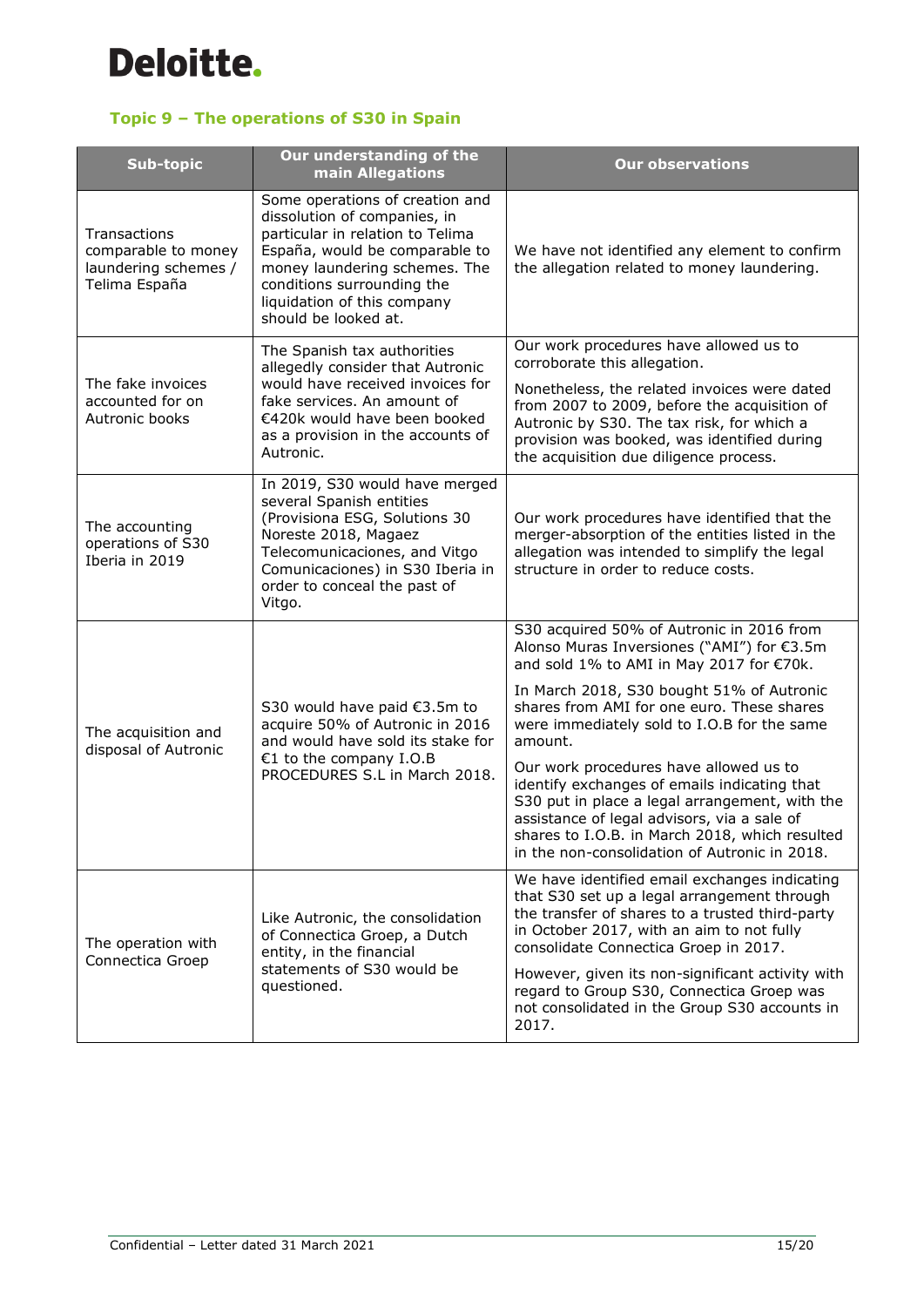Deloitte.

### Topic 9 – The operations of S30 in Spain

| Sub-topic | Our understanding of the main Allegations | Our observations |
|---|---|---|
| Transactions comparable to money laundering schemes / Telima España | Some operations of creation and dissolution of companies, in particular in relation to Telima España, would be comparable to money laundering schemes. The conditions surrounding the liquidation of this company should be looked at. | We have not identified any element to confirm the allegation related to money laundering. |
| The fake invoices accounted for on Autronic books | The Spanish tax authorities allegedly consider that Autronic would have received invoices for fake services. An amount of €420k would have been booked as a provision in the accounts of Autronic. | Our work procedures have allowed us to corroborate this allegation.<br><br>Nonetheless, the related invoices were dated from 2007 to 2009, before the acquisition of Autronic by S30. The tax risk, for which a provision was booked, was identified during the acquisition due diligence process. |
| The accounting operations of S30 Iberia in 2019 | In 2019, S30 would have merged several Spanish entities (Provisiona ESG, Solutions 30 Noreste 2018, Magaez Telecomunicaciones, and Vitgo Comunicaciones) in S30 Iberia in order to conceal the past of Vitgo. | Our work procedures have identified that the merger-absorption of the entities listed in the allegation was intended to simplify the legal structure in order to reduce costs. |
| The acquisition and disposal of Autronic | S30 would have paid €3.5m to acquire 50% of Autronic in 2016 and would have sold its stake for €1 to the company I.O.B PROCEDURES S.L in March 2018. | S30 acquired 50% of Autronic in 2016 from Alonso Muras Inversiones ("AMI") for €3.5m and sold 1% to AMI in May 2017 for €70k.<br><br>In March 2018, S30 bought 51% of Autronic shares from AMI for one euro. These shares were immediately sold to I.O.B for the same amount.<br><br>Our work procedures have allowed us to identify exchanges of emails indicating that S30 put in place a legal arrangement, with the assistance of legal advisors, via a sale of shares to I.O.B. in March 2018, which resulted in the non-consolidation of Autronic in 2018. |
| The operation with Connectica Groep | Like Autronic, the consolidation of Connectica Groep, a Dutch entity, in the financial statements of S30 would be questioned. | We have identified email exchanges indicating that S30 set up a legal arrangement through the transfer of shares to a trusted third-party in October 2017, with an aim to not fully consolidate Connectica Groep in 2017.<br><br>However, given its non-significant activity with regard to Group S30, Connectica Groep was not consolidated in the Group S30 accounts in 2017. |

Confidential – Letter dated 31 March 2021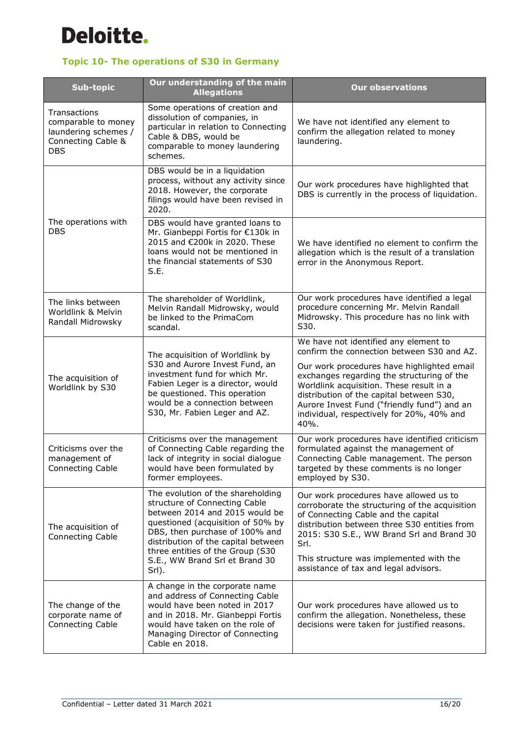# Deloitte.

### Topic 10- The operations of S30 in Germany

| Sub-topic | Our understanding of the main Allegations | Our observations |
|---|---|---|
| Transactions comparable to money laundering schemes / Connecting Cable & DBS | Some operations of creation and dissolution of companies, in particular in relation to Connecting Cable & DBS, would be comparable to money laundering schemes. | We have not identified any element to confirm the allegation related to money laundering. |
| The operations with DBS | DBS would be in a liquidation process, without any activity since 2018. However, the corporate filings would have been revised in 2020. | Our work procedures have highlighted that DBS is currently in the process of liquidation. |
| | DBS would have granted loans to Mr. Gianbeppi Fortis for €130k in 2015 and €200k in 2020. These loans would not be mentioned in the financial statements of S30 S.E. | We have identified no element to confirm the allegation which is the result of a translation error in the Anonymous Report. |
| The links between Worldlink & Melvin Randall Midrowsky | The shareholder of Worldlink, Melvin Randall Midrowsky, would be linked to the PrimaCom scandal. | Our work procedures have identified a legal procedure concerning Mr. Melvin Randall Midrowsky. This procedure has no link with S30. |
| The acquisition of Worldlink by S30 | The acquisition of Worldlink by S30 and Aurore Invest Fund, an investment fund for which Mr. Fabien Leger is a director, would be questioned. This operation would be a connection between S30, Mr. Fabien Leger and AZ. | We have not identified any element to confirm the connection between S30 and AZ.<br><br>Our work procedures have highlighted email exchanges regarding the structuring of the Worldlink acquisition. These result in a distribution of the capital between S30, Aurore Invest Fund ("friendly fund") and an individual, respectively for 20%, 40% and 40%. |
| Criticisms over the management of Connecting Cable | Criticisms over the management of Connecting Cable regarding the lack of integrity in social dialogue would have been formulated by former employees. | Our work procedures have identified criticism formulated against the management of Connecting Cable management. The person targeted by these comments is no longer employed by S30. |
| The acquisition of Connecting Cable | The evolution of the shareholding structure of Connecting Cable between 2014 and 2015 would be questioned (acquisition of 50% by DBS, then purchase of 100% and distribution of the capital between three entities of the Group (S30 S.E., WW Brand Srl et Brand 30 Srl). | Our work procedures have allowed us to corroborate the structuring of the acquisition of Connecting Cable and the capital distribution between three S30 entities from 2015: S30 S.E., WW Brand Srl and Brand 30 Srl.<br><br>This structure was implemented with the assistance of tax and legal advisors. |
| The change of the corporate name of Connecting Cable | A change in the corporate name and address of Connecting Cable would have been noted in 2017 and in 2018. Mr. Gianbeppi Fortis would have taken on the role of Managing Director of Connecting Cable en 2018. | Our work procedures have allowed us to confirm the allegation. Nonetheless, these decisions were taken for justified reasons. |

Confidential – Letter dated 31 March 2021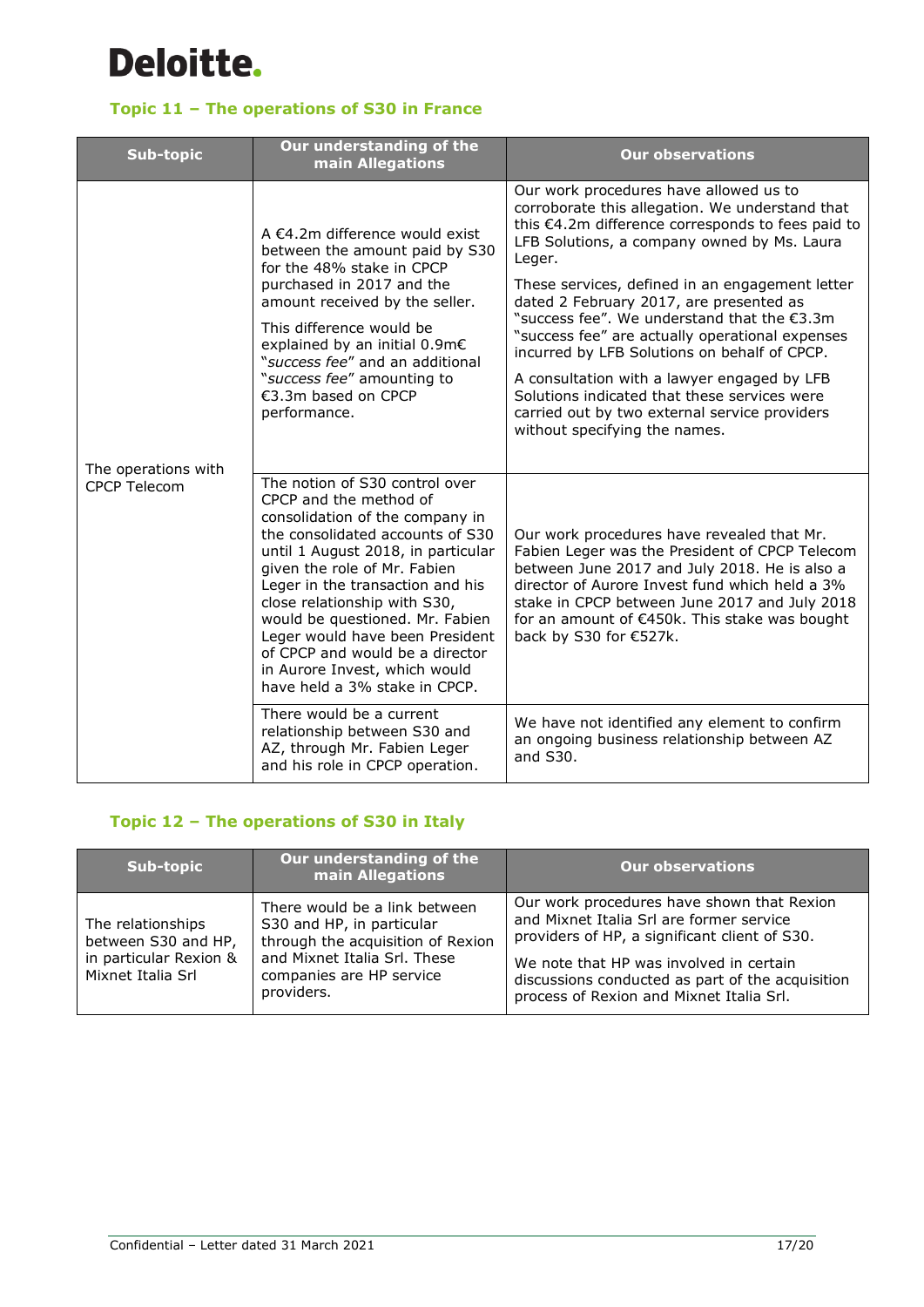## Topic 11 – The operations of S30 in France

| Sub-topic | Our understanding of the main Allegations | Our observations |
|---|---|---|
| The operations with CPCP Telecom | A €4.2m difference would exist between the amount paid by S30 for the 48% stake in CPCP purchased in 2017 and the amount received by the seller.<br><br>This difference would be explained by an initial 0.9m€ "*success fee*" and an additional "*success fee*" amounting to €3.3m based on CPCP performance. | Our work procedures have allowed us to corroborate this allegation. We understand that this €4.2m difference corresponds to fees paid to LFB Solutions, a company owned by Ms. Laura Leger.<br><br>These services, defined in an engagement letter dated 2 February 2017, are presented as "success fee". We understand that the €3.3m "success fee" are actually operational expenses incurred by LFB Solutions on behalf of CPCP.<br><br>A consultation with a lawyer engaged by LFB Solutions indicated that these services were carried out by two external service providers without specifying the names. |
| | The notion of S30 control over CPCP and the method of consolidation of the company in the consolidated accounts of S30 until 1 August 2018, in particular given the role of Mr. Fabien Leger in the transaction and his close relationship with S30, would be questioned. Mr. Fabien Leger would have been President of CPCP and would be a director in Aurore Invest, which would have held a 3% stake in CPCP. | Our work procedures have revealed that Mr. Fabien Leger was the President of CPCP Telecom between June 2017 and July 2018. He is also a director of Aurore Invest fund which held a 3% stake in CPCP between June 2017 and July 2018 for an amount of €450k. This stake was bought back by S30 for €527k. |
| | There would be a current relationship between S30 and AZ, through Mr. Fabien Leger and his role in CPCP operation. | We have not identified any element to confirm an ongoing business relationship between AZ and S30. |

## Topic 12 – The operations of S30 in Italy

| Sub-topic | Our understanding of the main Allegations | Our observations |
|---|---|---|
| The relationships between S30 and HP, in particular Rexion & Mixnet Italia Srl | There would be a link between S30 and HP, in particular through the acquisition of Rexion and Mixnet Italia Srl. These companies are HP service providers. | Our work procedures have shown that Rexion and Mixnet Italia Srl are former service providers of HP, a significant client of S30.<br><br>We note that HP was involved in certain discussions conducted as part of the acquisition process of Rexion and Mixnet Italia Srl. |

Confidential – Letter dated 31 March 2021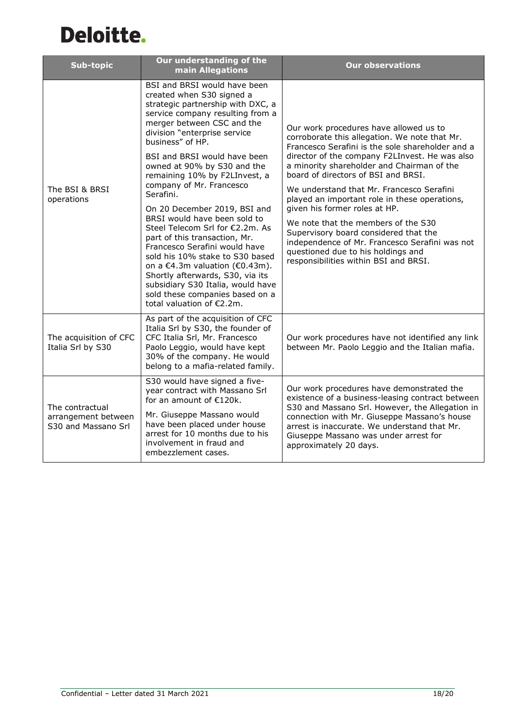Deloitte.

| Sub-topic | Our understanding of the main Allegations | Our observations |
|---|---|---|
| The BSI & BRSI operations | BSI and BRSI would have been created when S30 signed a strategic partnership with DXC, a service company resulting from a merger between CSC and the division "enterprise service business" of HP.<br><br>BSI and BRSI would have been owned at 90% by S30 and the remaining 10% by F2LInvest, a company of Mr. Francesco Serafini.<br><br>On 20 December 2019, BSI and BRSI would have been sold to Steel Telecom Srl for €2.2m. As part of this transaction, Mr. Francesco Serafini would have sold his 10% stake to S30 based on a €4.3m valuation (€0.43m). Shortly afterwards, S30, via its subsidiary S30 Italia, would have sold these companies based on a total valuation of €2.2m. | Our work procedures have allowed us to corroborate this allegation. We note that Mr. Francesco Serafini is the sole shareholder and a director of the company F2LInvest. He was also a minority shareholder and Chairman of the board of directors of BSI and BRSI.<br><br>We understand that Mr. Francesco Serafini played an important role in these operations, given his former roles at HP.<br><br>We note that the members of the S30 Supervisory board considered that the independence of Mr. Francesco Serafini was not questioned due to his holdings and responsibilities within BSI and BRSI. |
| The acquisition of CFC Italia Srl by S30 | As part of the acquisition of CFC Italia Srl by S30, the founder of CFC Italia Srl, Mr. Francesco Paolo Leggio, would have kept 30% of the company. He would belong to a mafia-related family. | Our work procedures have not identified any link between Mr. Paolo Leggio and the Italian mafia. |
| The contractual arrangement between S30 and Massano Srl | S30 would have signed a five-year contract with Massano Srl for an amount of €120k.<br><br>Mr. Giuseppe Massano would have been placed under house arrest for 10 months due to his involvement in fraud and embezzlement cases. | Our work procedures have demonstrated the existence of a business-leasing contract between S30 and Massano Srl. However, the Allegation in connection with Mr. Giuseppe Massano's house arrest is inaccurate. We understand that Mr. Giuseppe Massano was under arrest for approximately 20 days. |

Confidential – Letter dated 31 March 2021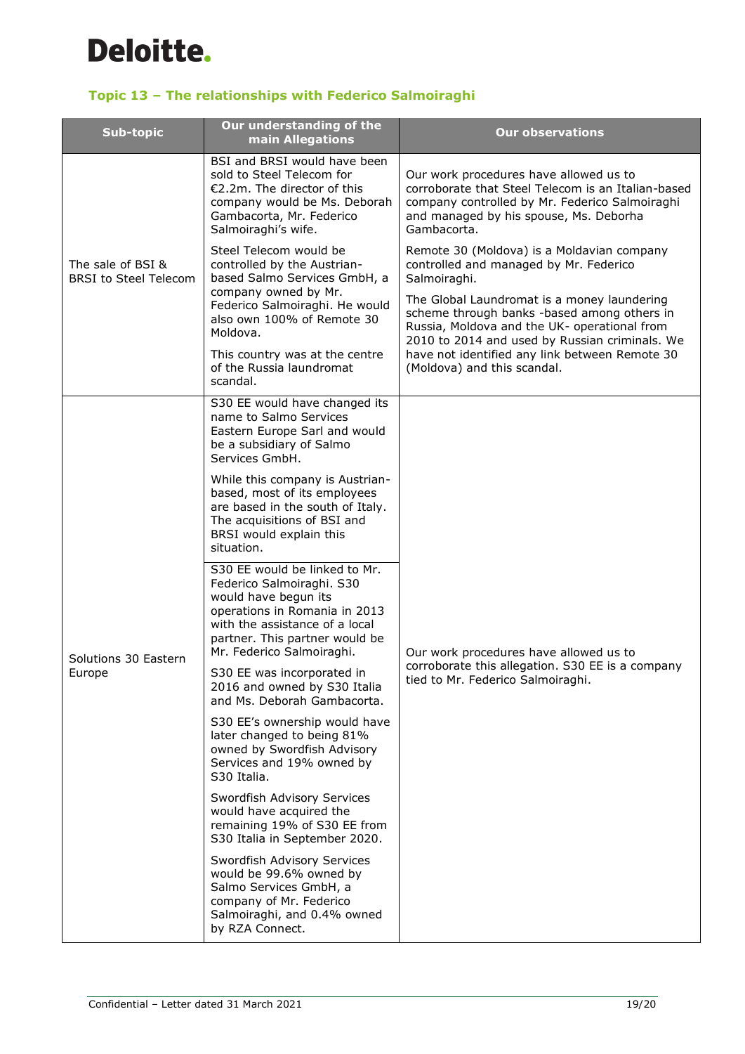### Topic 13 – The relationships with Federico Salmoiraghi

| Sub-topic | Our understanding of the main Allegations | Our observations |
|---|---|---|
| The sale of BSI & BRSI to Steel Telecom | BSI and BRSI would have been sold to Steel Telecom for €2.2m. The director of this company would be Ms. Deborah Gambacorta, Mr. Federico Salmoiraghi's wife.<br><br>Steel Telecom would be controlled by the Austrian-based Salmo Services GmbH, a company owned by Mr. Federico Salmoiraghi. He would also own 100% of Remote 30 Moldova.<br><br>This country was at the centre of the Russia laundromat scandal. | Our work procedures have allowed us to corroborate that Steel Telecom is an Italian-based company controlled by Mr. Federico Salmoiraghi and managed by his spouse, Ms. Deborha Gambacorta.<br><br>Remote 30 (Moldova) is a Moldavian company controlled and managed by Mr. Federico Salmoiraghi.<br><br>The Global Laundromat is a money laundering scheme through banks -based among others in Russia, Moldova and the UK- operational from 2010 to 2014 and used by Russian criminals. We have not identified any link between Remote 30 (Moldova) and this scandal. |
| Solutions 30 Eastern Europe | S30 EE would have changed its name to Salmo Services Eastern Europe Sarl and would be a subsidiary of Salmo Services GmbH.<br><br>While this company is Austrian-based, most of its employees are based in the south of Italy. The acquisitions of BSI and BRSI would explain this situation.<br><br>S30 EE would be linked to Mr. Federico Salmoiraghi. S30 would have begun its operations in Romania in 2013 with the assistance of a local partner. This partner would be Mr. Federico Salmoiraghi.<br><br>S30 EE was incorporated in 2016 and owned by S30 Italia and Ms. Deborah Gambacorta.<br><br>S30 EE's ownership would have later changed to being 81% owned by Swordfish Advisory Services and 19% owned by S30 Italia.<br><br>Swordfish Advisory Services would have acquired the remaining 19% of S30 EE from S30 Italia in September 2020.<br><br>Swordfish Advisory Services would be 99.6% owned by Salmo Services GmbH, a company of Mr. Federico Salmoiraghi, and 0.4% owned by RZA Connect. | Our work procedures have allowed us to corroborate this allegation. S30 EE is a company tied to Mr. Federico Salmoiraghi. |

Confidential – Letter dated 31 March 2021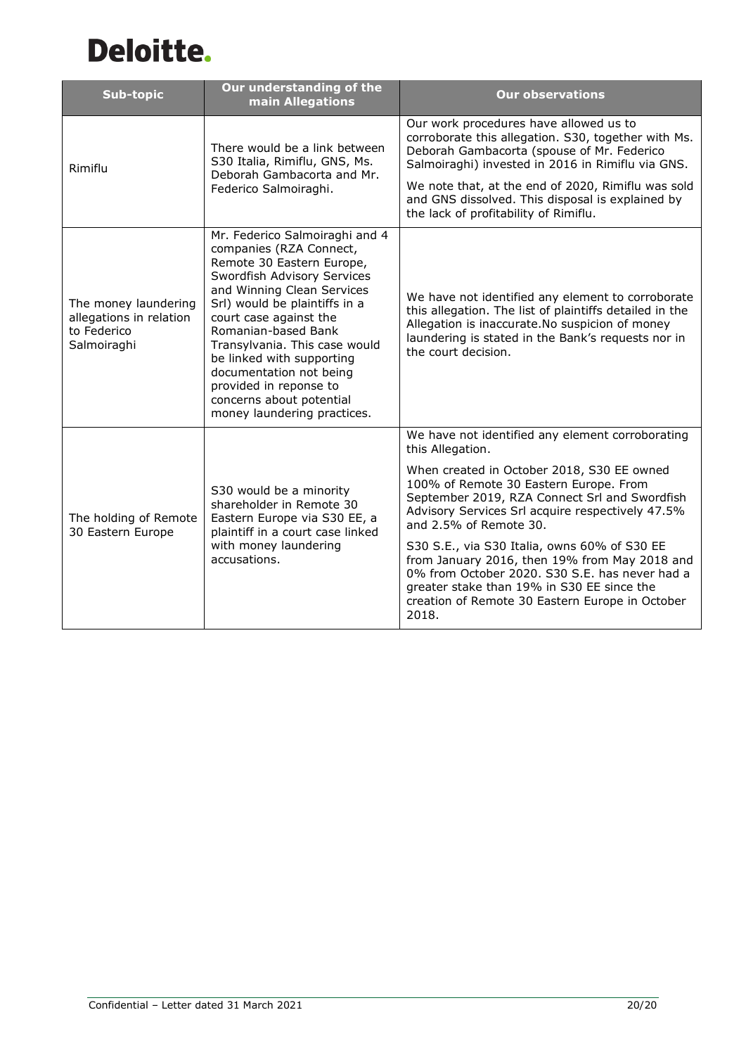| Sub-topic | Our understanding of the main Allegations | Our observations |
|---|---|---|
| Rimiflu | There would be a link between S30 Italia, Rimiflu, GNS, Ms. Deborah Gambacorta and Mr. Federico Salmoiraghi. | Our work procedures have allowed us to corroborate this allegation. S30, together with Ms. Deborah Gambacorta (spouse of Mr. Federico Salmoiraghi) invested in 2016 in Rimiflu via GNS.<br><br>We note that, at the end of 2020, Rimiflu was sold and GNS dissolved. This disposal is explained by the lack of profitability of Rimiflu. |
| The money laundering allegations in relation to Federico Salmoiraghi | Mr. Federico Salmoiraghi and 4 companies (RZA Connect, Remote 30 Eastern Europe, Swordfish Advisory Services and Winning Clean Services Srl) would be plaintiffs in a court case against the Romanian-based Bank Transylvania. This case would be linked with supporting documentation not being provided in reponse to concerns about potential money laundering practices. | We have not identified any element to corroborate this allegation. The list of plaintiffs detailed in the Allegation is inaccurate.No suspicion of money laundering is stated in the Bank's requests nor in the court decision. |
| The holding of Remote 30 Eastern Europe | S30 would be a minority shareholder in Remote 30 Eastern Europe via S30 EE, a plaintiff in a court case linked with money laundering accusations. | We have not identified any element corroborating this Allegation.<br><br>When created in October 2018, S30 EE owned 100% of Remote 30 Eastern Europe. From September 2019, RZA Connect Srl and Swordfish Advisory Services Srl acquire respectively 47.5% and 2.5% of Remote 30.<br><br>S30 S.E., via S30 Italia, owns 60% of S30 EE from January 2016, then 19% from May 2018 and 0% from October 2020. S30 S.E. has never had a greater stake than 19% in S30 EE since the creation of Remote 30 Eastern Europe in October 2018. |